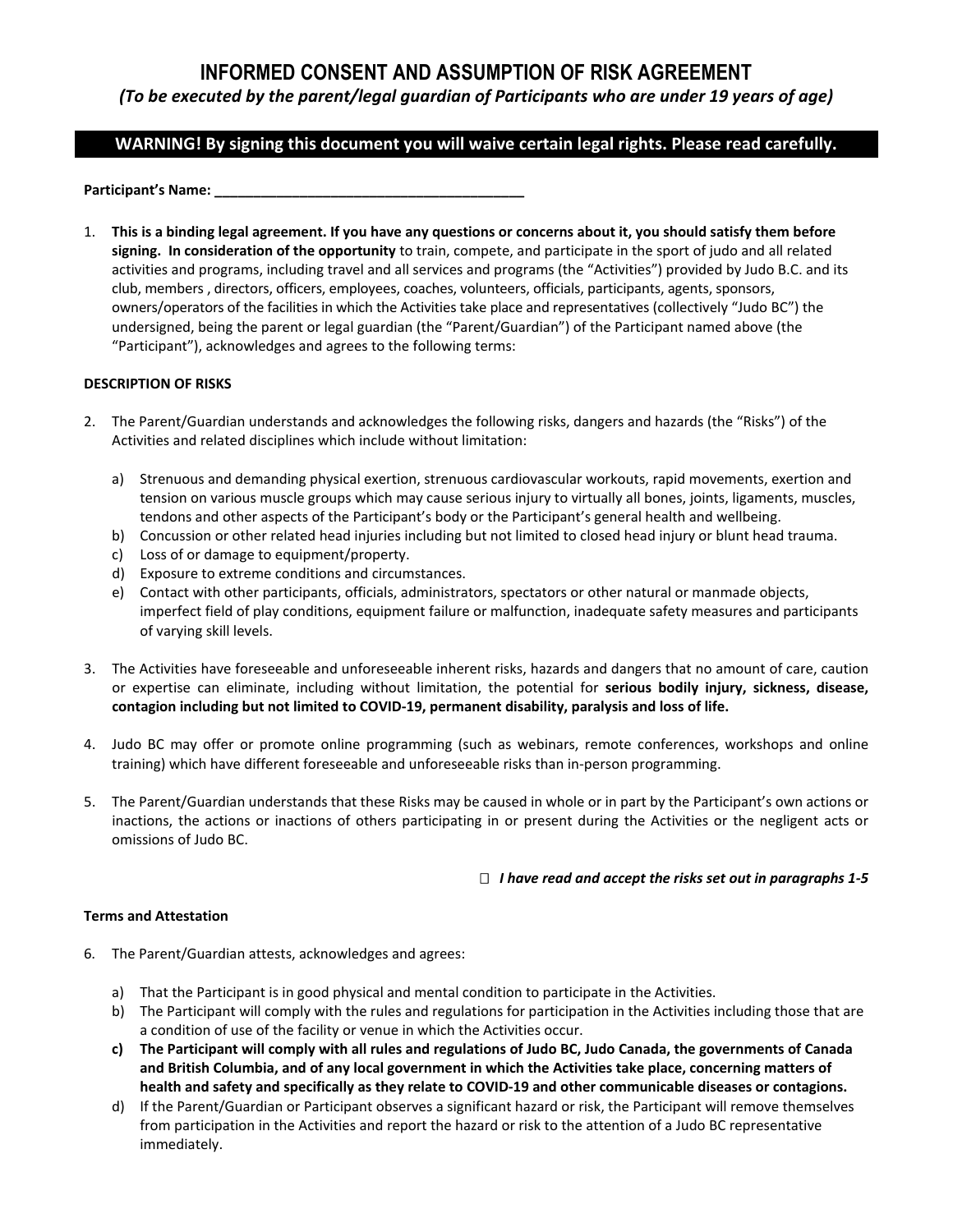# INFORMED CONSENT AND ASSUMPTION OF RISK AGREEMENT

*(To be executed by the parent/legal guardian of Participants who are under 19 years of age)*

**WARNING! By signing this document you will waive certain legal rights. Please read carefully.**

**Participant's Name: ________________________________________**

1. **This is a binding legal agreement. If you have any questions or concerns about it, you should satisfy them before signing. In consideration of the opportunity** to train, compete, and participate in the sport of judo and all related activities and programs, including travel and all services and programs (the "Activities") provided by Judo B.C. and its club, members , directors, officers, employees, coaches, volunteers, officials, participants, agents, sponsors, owners/operators of the facilities in which the Activities take place and representatives (collectively "Judo BC") the undersigned, being the parent or legal guardian (the "Parent/Guardian") of the Participant named above (the "Participant"), acknowledges and agrees to the following terms:

**DESCRIPTION OF RISKS**

2. The Parent/Guardian understands and acknowledges the following risks, dangers and hazards (the "Risks") of the Activities and related disciplines which include without limitation:

   a) Strenuous and demanding physical exertion, strenuous cardiovascular workouts, rapid movements, exertion and tension on various muscle groups which may cause serious injury to virtually all bones, joints, ligaments, muscles, tendons and other aspects of the Participant's body or the Participant's general health and wellbeing.
   b) Concussion or other related head injuries including but not limited to closed head injury or blunt head trauma.
   c) Loss of or damage to equipment/property.
   d) Exposure to extreme conditions and circumstances.
   e) Contact with other participants, officials, administrators, spectators or other natural or manmade objects, imperfect field of play conditions, equipment failure or malfunction, inadequate safety measures and participants of varying skill levels.

3. The Activities have foreseeable and unforeseeable inherent risks, hazards and dangers that no amount of care, caution or expertise can eliminate, including without limitation, the potential for **serious bodily injury, sickness, disease, contagion including but not limited to COVID-19, permanent disability, paralysis and loss of life.**

4. Judo BC may offer or promote online programming (such as webinars, remote conferences, workshops and online training) which have different foreseeable and unforeseeable risks than in-person programming.

5. The Parent/Guardian understands that these Risks may be caused in whole or in part by the Participant's own actions or inactions, the actions or inactions of others participating in or present during the Activities or the negligent acts or omissions of Judo BC.

☐ ***I have read and accept the risks set out in paragraphs 1-5***

**Terms and Attestation**

6. The Parent/Guardian attests, acknowledges and agrees:

   a) That the Participant is in good physical and mental condition to participate in the Activities.
   b) The Participant will comply with the rules and regulations for participation in the Activities including those that are a condition of use of the facility or venue in which the Activities occur.
   c) **The Participant will comply with all rules and regulations of Judo BC, Judo Canada, the governments of Canada and British Columbia, and of any local government in which the Activities take place, concerning matters of health and safety and specifically as they relate to COVID-19 and other communicable diseases or contagions.**
   d) If the Parent/Guardian or Participant observes a significant hazard or risk, the Participant will remove themselves from participation in the Activities and report the hazard or risk to the attention of a Judo BC representative immediately.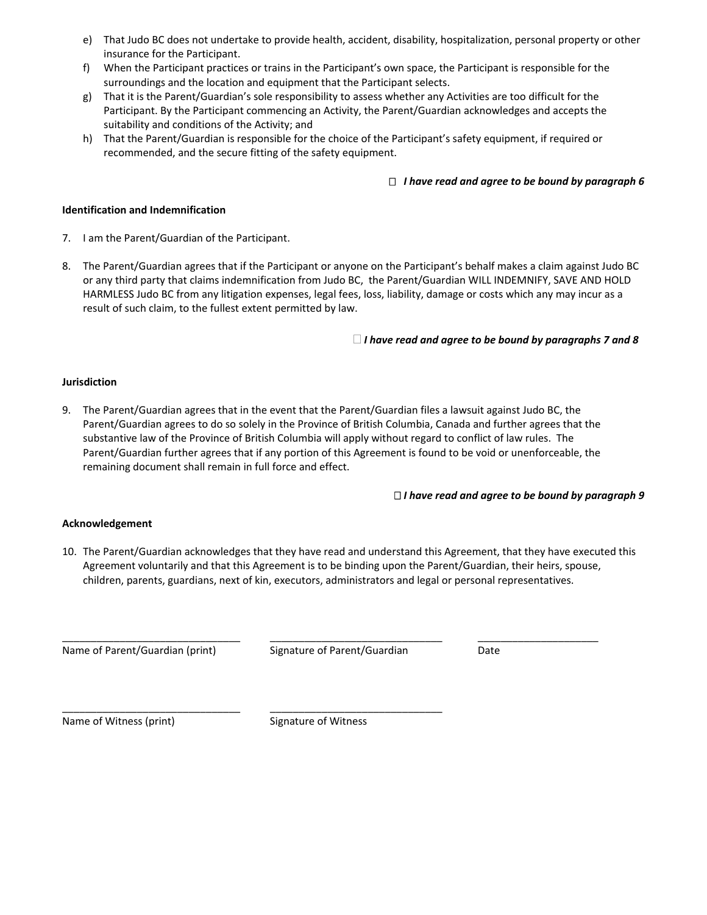e) That Judo BC does not undertake to provide health, accident, disability, hospitalization, personal property or other insurance for the Participant.
f) When the Participant practices or trains in the Participant's own space, the Participant is responsible for the surroundings and the location and equipment that the Participant selects.
g) That it is the Parent/Guardian's sole responsibility to assess whether any Activities are too difficult for the Participant. By the Participant commencing an Activity, the Parent/Guardian acknowledges and accepts the suitability and conditions of the Activity; and
h) That the Parent/Guardian is responsible for the choice of the Participant's safety equipment, if required or recommended, and the secure fitting of the safety equipment.

☐ ***I have read and agree to be bound by paragraph 6***

**Identification and Indemnification**

7. I am the Parent/Guardian of the Participant.

8. The Parent/Guardian agrees that if the Participant or anyone on the Participant's behalf makes a claim against Judo BC or any third party that claims indemnification from Judo BC, the Parent/Guardian WILL INDEMNIFY, SAVE AND HOLD HARMLESS Judo BC from any litigation expenses, legal fees, loss, liability, damage or costs which any may incur as a result of such claim, to the fullest extent permitted by law.

☐ ***I have read and agree to be bound by paragraphs 7 and 8***

**Jurisdiction**

9. The Parent/Guardian agrees that in the event that the Parent/Guardian files a lawsuit against Judo BC, the Parent/Guardian agrees to do so solely in the Province of British Columbia, Canada and further agrees that the substantive law of the Province of British Columbia will apply without regard to conflict of law rules. The Parent/Guardian further agrees that if any portion of this Agreement is found to be void or unenforceable, the remaining document shall remain in full force and effect.

☐ ***I have read and agree to be bound by paragraph 9***

**Acknowledgement**

10. The Parent/Guardian acknowledges that they have read and understand this Agreement, that they have executed this Agreement voluntarily and that this Agreement is to be binding upon the Parent/Guardian, their heirs, spouse, children, parents, guardians, next of kin, executors, administrators and legal or personal representatives.

| | | |
|---|---|---|
| _______________________________ | _______________________________ | _____________________ |
| Name of Parent/Guardian (print) | Signature of Parent/Guardian | Date |
| _______________________________ | _______________________________ | |
| Name of Witness (print) | Signature of Witness | |